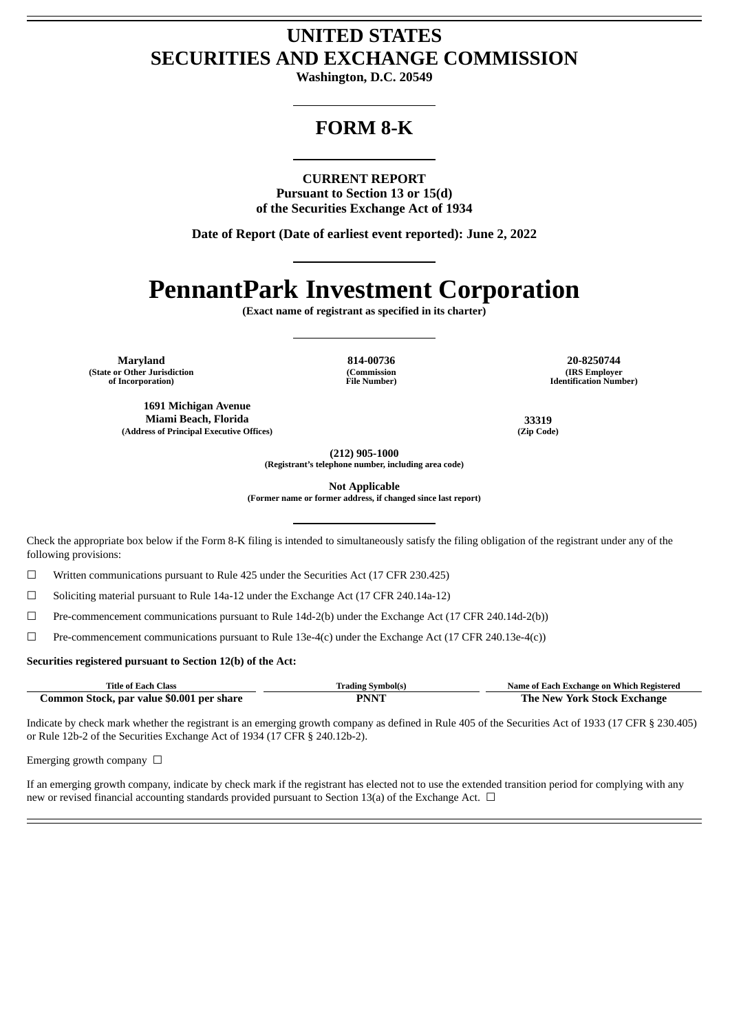# UNITED STATES
# SECURITIES AND EXCHANGE COMMISSION

**Washington, D.C. 20549**

## FORM 8-K

**CURRENT REPORT**
**Pursuant to Section 13 or 15(d)**
**of the Securities Exchange Act of 1934**

**Date of Report (Date of earliest event reported): June 2, 2022**

# PennantPark Investment Corporation

**(Exact name of registrant as specified in its charter)**

| Maryland | 814-00736 | 20-8250744 |
|---|---|---|
| (State or Other Jurisdiction of Incorporation) | (Commission File Number) | (IRS Employer Identification Number) |

| 1691 Michigan Avenue Miami Beach, Florida | 33319 |
|---|---|
| (Address of Principal Executive Offices) | (Zip Code) |

**(212) 905-1000**
**(Registrant's telephone number, including area code)**

**Not Applicable**
**(Former name or former address, if changed since last report)**

Check the appropriate box below if the Form 8-K filing is intended to simultaneously satisfy the filing obligation of the registrant under any of the following provisions:

☐ Written communications pursuant to Rule 425 under the Securities Act (17 CFR 230.425)

☐ Soliciting material pursuant to Rule 14a-12 under the Exchange Act (17 CFR 240.14a-12)

☐ Pre-commencement communications pursuant to Rule 14d-2(b) under the Exchange Act (17 CFR 240.14d-2(b))

☐ Pre-commencement communications pursuant to Rule 13e-4(c) under the Exchange Act (17 CFR 240.13e-4(c))

**Securities registered pursuant to Section 12(b) of the Act:**

| Title of Each Class | Trading Symbol(s) | Name of Each Exchange on Which Registered |
|---|---|---|
| **Common Stock, par value $0.001 per share** | **PNNT** | **The New York Stock Exchange** |

Indicate by check mark whether the registrant is an emerging growth company as defined in Rule 405 of the Securities Act of 1933 (17 CFR § 230.405) or Rule 12b-2 of the Securities Exchange Act of 1934 (17 CFR § 240.12b-2).

Emerging growth company ☐

If an emerging growth company, indicate by check mark if the registrant has elected not to use the extended transition period for complying with any new or revised financial accounting standards provided pursuant to Section 13(a) of the Exchange Act. ☐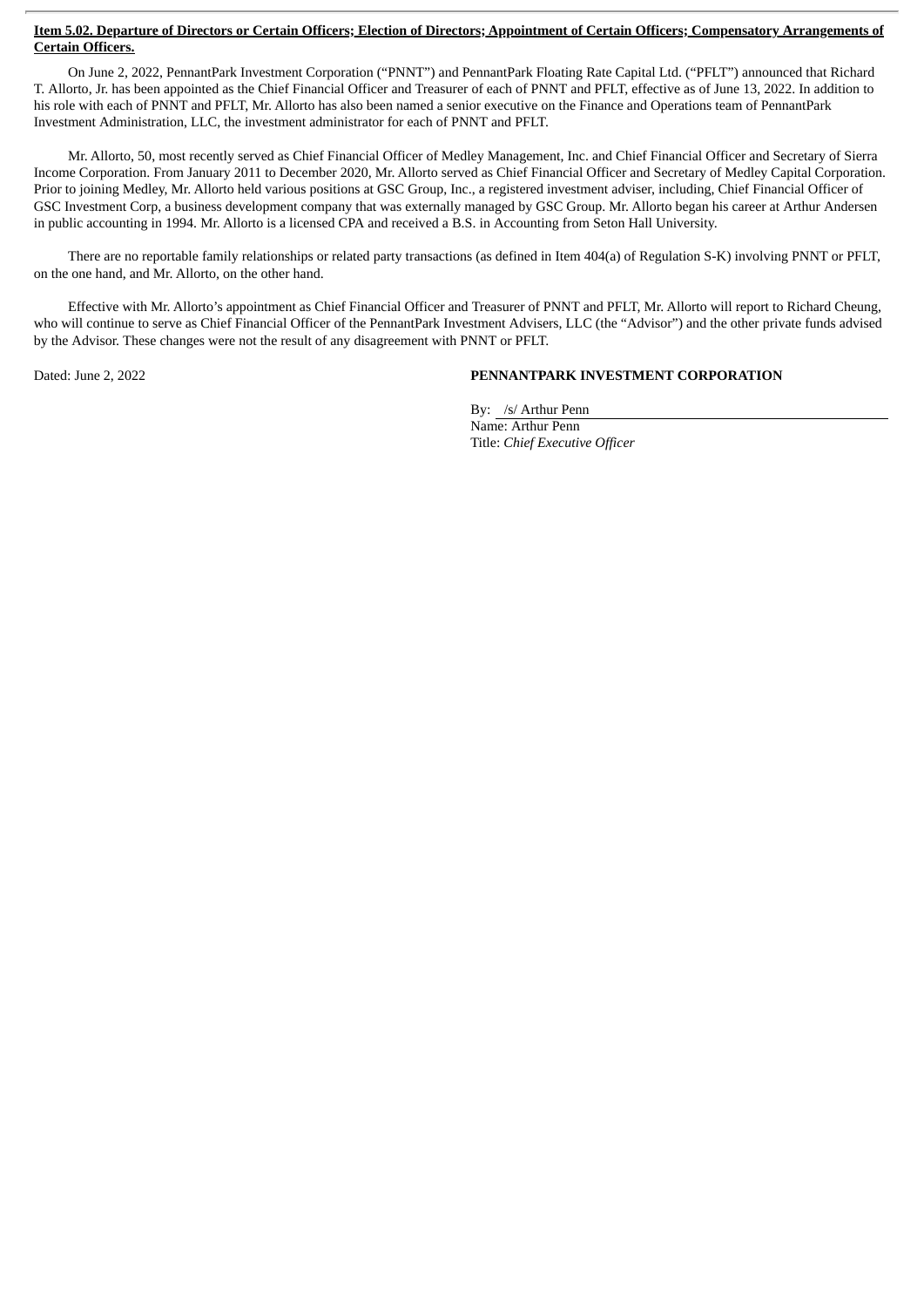**Item 5.02. Departure of Directors or Certain Officers; Election of Directors; Appointment of Certain Officers; Compensatory Arrangements of Certain Officers.**

On June 2, 2022, PennantPark Investment Corporation (“PNNT”) and PennantPark Floating Rate Capital Ltd. (“PFLT”) announced that Richard T. Allorto, Jr. has been appointed as the Chief Financial Officer and Treasurer of each of PNNT and PFLT, effective as of June 13, 2022. In addition to his role with each of PNNT and PFLT, Mr. Allorto has also been named a senior executive on the Finance and Operations team of PennantPark Investment Administration, LLC, the investment administrator for each of PNNT and PFLT.

Mr. Allorto, 50, most recently served as Chief Financial Officer of Medley Management, Inc. and Chief Financial Officer and Secretary of Sierra Income Corporation. From January 2011 to December 2020, Mr. Allorto served as Chief Financial Officer and Secretary of Medley Capital Corporation. Prior to joining Medley, Mr. Allorto held various positions at GSC Group, Inc., a registered investment adviser, including, Chief Financial Officer of GSC Investment Corp, a business development company that was externally managed by GSC Group. Mr. Allorto began his career at Arthur Andersen in public accounting in 1994. Mr. Allorto is a licensed CPA and received a B.S. in Accounting from Seton Hall University.

There are no reportable family relationships or related party transactions (as defined in Item 404(a) of Regulation S-K) involving PNNT or PFLT, on the one hand, and Mr. Allorto, on the other hand.

Effective with Mr. Allorto’s appointment as Chief Financial Officer and Treasurer of PNNT and PFLT, Mr. Allorto will report to Richard Cheung, who will continue to serve as Chief Financial Officer of the PennantPark Investment Advisers, LLC (the “Advisor”) and the other private funds advised by the Advisor. These changes were not the result of any disagreement with PNNT or PFLT.

Dated: June 2, 2022

**PENNANTPARK INVESTMENT CORPORATION**

By: /s/ Arthur Penn
Name: Arthur Penn
Title: *Chief Executive Officer*